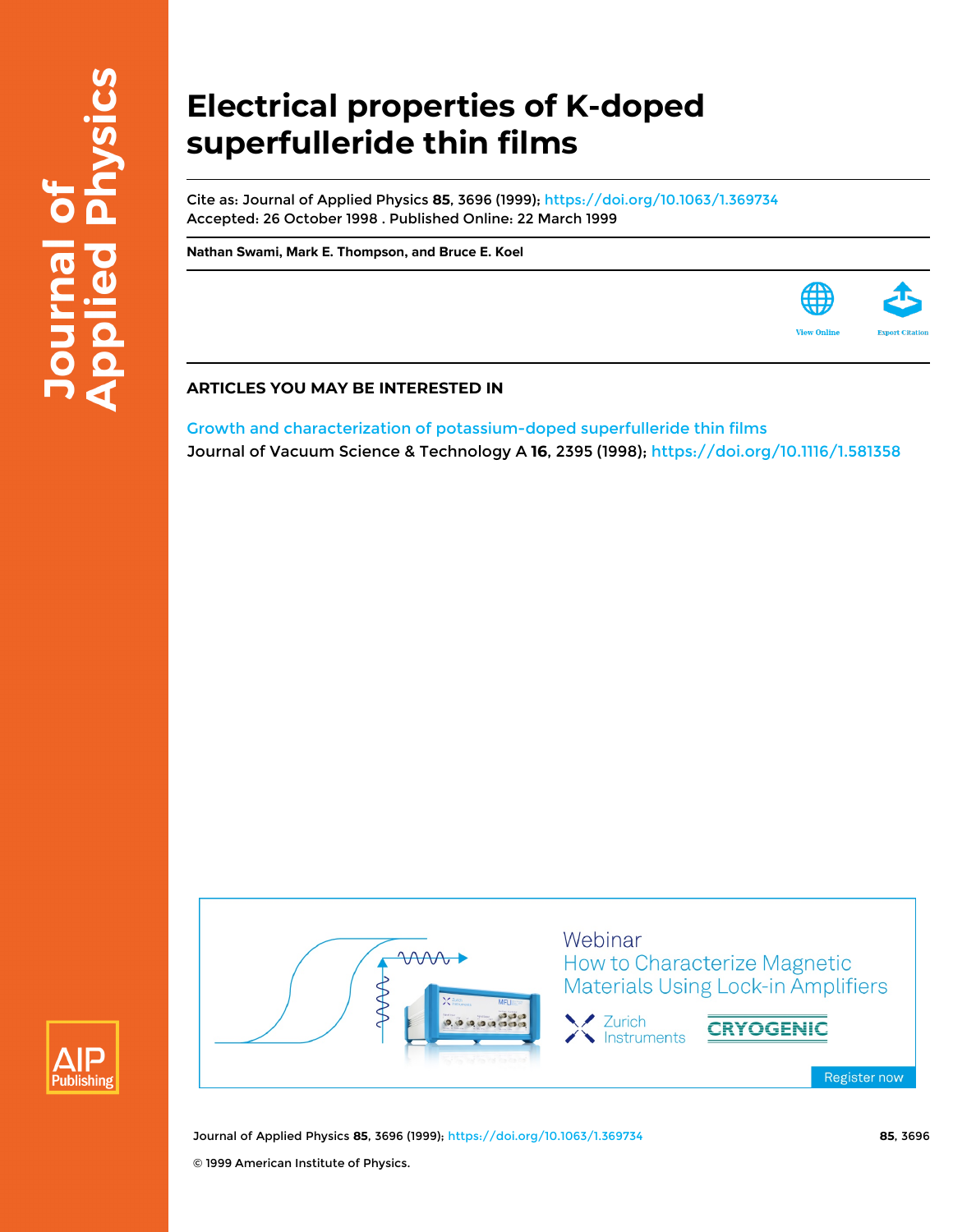# Electrical properties of K-doped superfulleride thin films

Cite as: Journal of Applied Physics **85**, 3696 (1999); https://doi.org/10.1063/1.369734
Accepted: 26 October 1998 . Published Online: 22 March 1999

**Nathan Swami, Mark E. Thompson, and Bruce E. Koel**

## ARTICLES YOU MAY BE INTERESTED IN

Growth and characterization of potassium-doped superfulleride thin films
Journal of Vacuum Science & Technology A **16**, 2395 (1998); https://doi.org/10.1116/1.581358

© 1999 American Institute of Physics.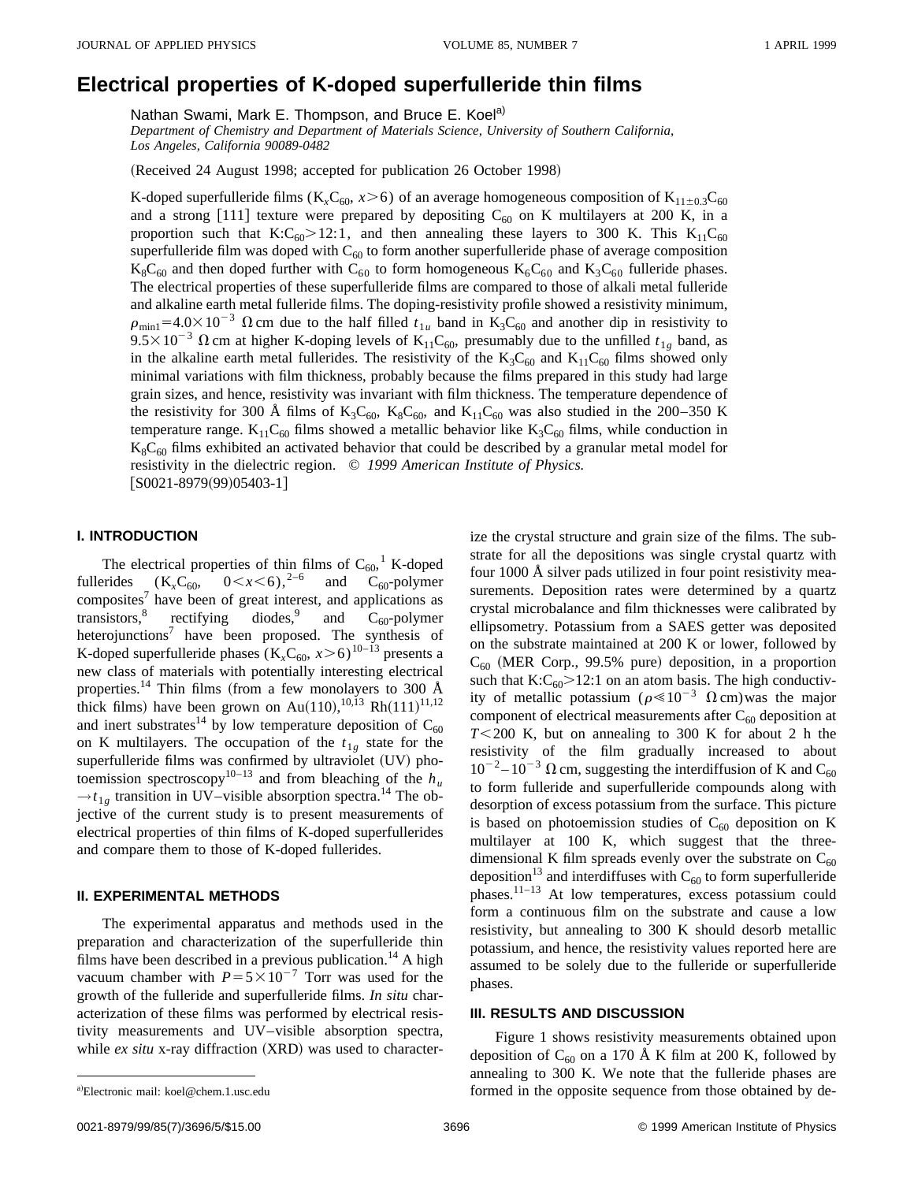# Electrical properties of K-doped superfulleride thin films

Nathan Swami, Mark E. Thompson, and Bruce E. Koel[a]

*Department of Chemistry and Department of Materials Science, University of Southern California, Los Angeles, California 90089-0482*

(Received 24 August 1998; accepted for publication 26 October 1998)

K-doped superfulleride films ($K_xC_{60}$, $x>6$) of an average homogeneous composition of $K_{11\pm0.3}C_{60}$ and a strong [111] texture were prepared by depositing $C_{60}$ on K multilayers at 200 K, in a proportion such that K:$C_{60}$>12:1, and then annealing these layers to 300 K. This $K_{11}C_{60}$ superfulleride film was doped with $C_{60}$ to form another superfulleride phase of average composition $K_8C_{60}$ and then doped further with $C_{60}$ to form homogeneous $K_6C_{60}$ and $K_3C_{60}$ fulleride phases. The electrical properties of these superfulleride films are compared to those of alkali metal fulleride and alkaline earth metal fulleride films. The doping-resistivity profile showed a resistivity minimum, $\rho_{\min1}=4.0\times10^{-3}\ \Omega\,\text{cm}$ due to the half filled $t_{1u}$ band in $K_3C_{60}$ and another dip in resistivity to $9.5\times10^{-3}\ \Omega\,\text{cm}$ at higher K-doping levels of $K_{11}C_{60}$, presumably due to the unfilled $t_{1g}$ band, as in the alkaline earth metal fullerides. The resistivity of the $K_3C_{60}$ and $K_{11}C_{60}$ films showed only minimal variations with film thickness, probably because the films prepared in this study had large grain sizes, and hence, resistivity was invariant with film thickness. The temperature dependence of the resistivity for 300 Å films of $K_3C_{60}$, $K_8C_{60}$, and $K_{11}C_{60}$ was also studied in the 200–350 K temperature range. $K_{11}C_{60}$ films showed a metallic behavior like $K_3C_{60}$ films, while conduction in $K_8C_{60}$ films exhibited an activated behavior that could be described by a granular metal model for resistivity in the dielectric region. © *1999 American Institute of Physics.* [S0021-8979(99)05403-1]

## I. INTRODUCTION

The electrical properties of thin films of $C_{60}$,[1] K-doped fullerides ($K_xC_{60}$, $0<x<6$),[2–6] and $C_{60}$-polymer composites[7] have been of great interest, and applications as transistors,[8] rectifying diodes,[9] and $C_{60}$-polymer heterojunctions[7] have been proposed. The synthesis of K-doped superfulleride phases ($K_xC_{60}$, $x>6$)[10–13] presents a new class of materials with potentially interesting electrical properties.[14] Thin films (from a few monolayers to 300 Å thick films) have been grown on Au(110),[10,13] Rh(111)[11,12] and inert substrates[14] by low temperature deposition of $C_{60}$ on K multilayers. The occupation of the $t_{1g}$ state for the superfulleride films was confirmed by ultraviolet (UV) photoemission spectroscopy[10–13] and from bleaching of the $h_u \rightarrow t_{1g}$ transition in UV–visible absorption spectra.[14] The objective of the current study is to present measurements of electrical properties of thin films of K-doped superfullerides and compare them to those of K-doped fullerides.

## II. EXPERIMENTAL METHODS

The experimental apparatus and methods used in the preparation and characterization of the superfulleride thin films have been described in a previous publication.[14] A high vacuum chamber with $P=5\times10^{-7}$ Torr was used for the growth of the fulleride and superfulleride films. *In situ* characterization of these films was performed by electrical resistivity measurements and UV–visible absorption spectra, while *ex situ* x-ray diffraction (XRD) was used to characterize the crystal structure and grain size of the films. The substrate for all the depositions was single crystal quartz with four 1000 Å silver pads utilized in four point resistivity measurements. Deposition rates were determined by a quartz crystal microbalance and film thicknesses were calibrated by ellipsometry. Potassium from a SAES getter was deposited on the substrate maintained at 200 K or lower, followed by $C_{60}$ (MER Corp., 99.5% pure) deposition, in a proportion such that K:$C_{60}$>12:1 on an atom basis. The high conductivity of metallic potassium ($\rho \ll 10^{-3}\ \Omega\,\text{cm}$) was the major component of electrical measurements after $C_{60}$ deposition at $T<200$ K, but on annealing to 300 K for about 2 h the resistivity of the film gradually increased to about $10^{-2}$–$10^{-3}\ \Omega\,\text{cm}$, suggesting the interdiffusion of K and $C_{60}$ to form fulleride and superfulleride compounds along with desorption of excess potassium from the surface. This picture is based on photoemission studies of $C_{60}$ deposition on K multilayer at 100 K, which suggest that the three-dimensional K film spreads evenly over the substrate on $C_{60}$ deposition[13] and interdiffuses with $C_{60}$ to form superfulleride phases.[11–13] At low temperatures, excess potassium could form a continuous film on the substrate and cause a low resistivity, but annealing to 300 K should desorb metallic potassium, and hence, the resistivity values reported here are assumed to be solely due to the fulleride or superfulleride phases.

## III. RESULTS AND DISCUSSION

Figure 1 shows resistivity measurements obtained upon deposition of $C_{60}$ on a 170 Å K film at 200 K, followed by annealing to 300 K. We note that the fulleride phases are formed in the opposite sequence from those obtained by de-

[a]Electronic mail: koel@chem.1.usc.edu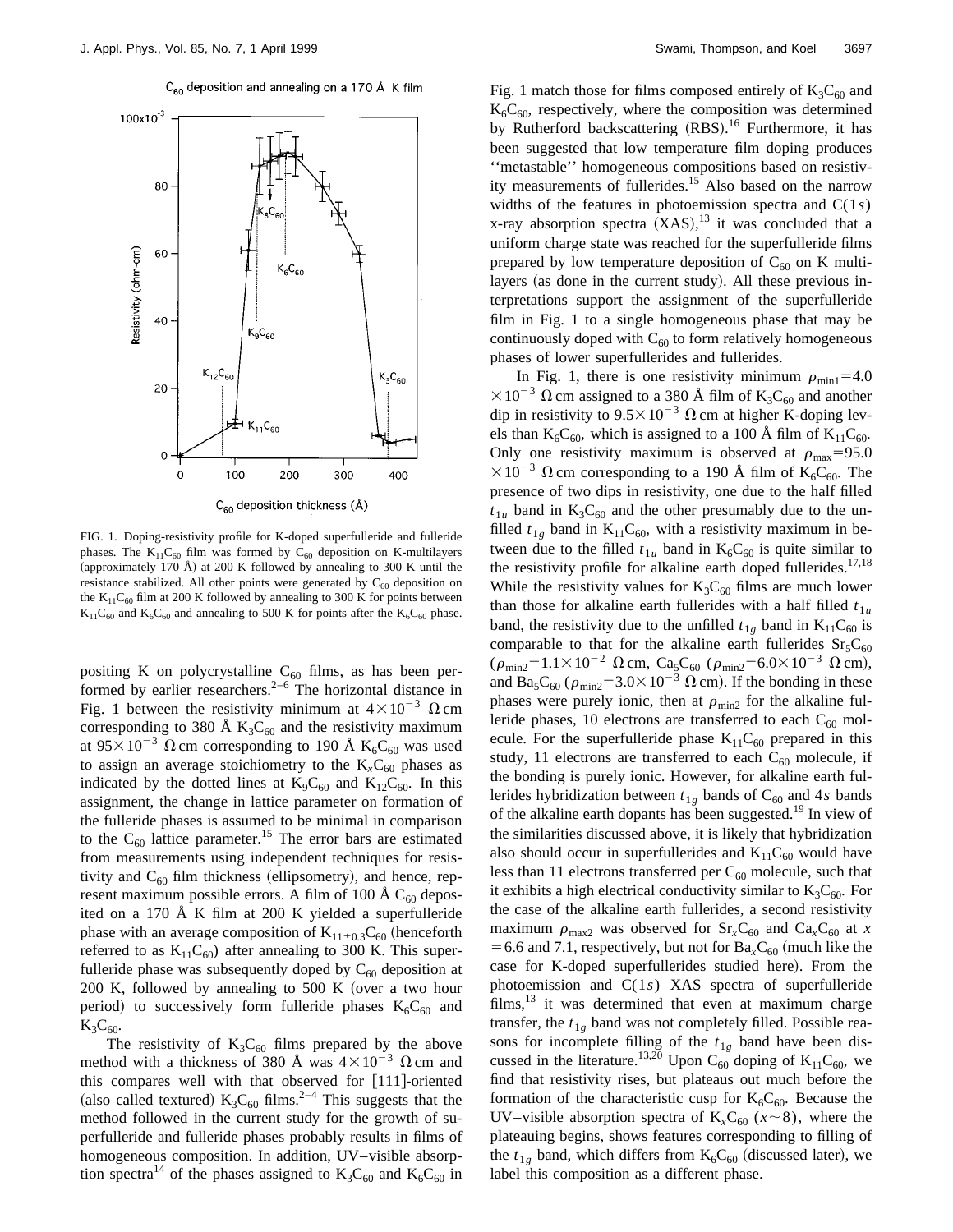FIG. 1. Doping-resistivity profile for K-doped superfulleride and fulleride phases. The $K_{11}C_{60}$ film was formed by $C_{60}$ deposition on K-multilayers (approximately 170 Å) at 200 K followed by annealing to 300 K until the resistance stabilized. All other points were generated by $C_{60}$ deposition on the $K_{11}C_{60}$ film at 200 K followed by annealing to 300 K for points between $K_{11}C_{60}$ and $K_6C_{60}$ and annealing to 500 K for points after the $K_6C_{60}$ phase.

positing K on polycrystalline $C_{60}$ films, as has been performed by earlier researchers.[2–6] The horizontal distance in Fig. 1 between the resistivity minimum at $4\times10^{-3}$ Ω cm corresponding to 380 Å $K_3C_{60}$ and the resistivity maximum at $95\times10^{-3}$ Ω cm corresponding to 190 Å $K_6C_{60}$ was used to assign an average stoichiometry to the $K_xC_{60}$ phases as indicated by the dotted lines at $K_9C_{60}$ and $K_{12}C_{60}$. In this assignment, the change in lattice parameter on formation of the fulleride phases is assumed to be minimal in comparison to the $C_{60}$ lattice parameter.[15] The error bars are estimated from measurements using independent techniques for resistivity and $C_{60}$ film thickness (ellipsometry), and hence, represent maximum possible errors. A film of 100 Å $C_{60}$ deposited on a 170 Å K film at 200 K yielded a superfulleride phase with an average composition of $K_{11\pm0.3}C_{60}$ (henceforth referred to as $K_{11}C_{60}$) after annealing to 300 K. This superfulleride phase was subsequently doped by $C_{60}$ deposition at 200 K, followed by annealing to 500 K (over a two hour period) to successively form fulleride phases $K_6C_{60}$ and $K_3C_{60}$.

The resistivity of $K_3C_{60}$ films prepared by the above method with a thickness of 380 Å was $4\times10^{-3}$ Ω cm and this compares well with that observed for [111]-oriented (also called textured) $K_3C_{60}$ films.[2–4] This suggests that the method followed in the current study for the growth of superfulleride and fulleride phases probably results in films of homogeneous composition. In addition, UV–visible absorption spectra[14] of the phases assigned to $K_3C_{60}$ and $K_6C_{60}$ in Fig. 1 match those for films composed entirely of $K_3C_{60}$ and $K_6C_{60}$, respectively, where the composition was determined by Rutherford backscattering (RBS).[16] Furthermore, it has been suggested that low temperature film doping produces ''metastable'' homogeneous compositions based on resistivity measurements of fullerides.[15] Also based on the narrow widths of the features in photoemission spectra and C(1*s*) x-ray absorption spectra (XAS),[13] it was concluded that a uniform charge state was reached for the superfulleride films prepared by low temperature deposition of $C_{60}$ on K multilayers (as done in the current study). All these previous interpretations support the assignment of the superfulleride film in Fig. 1 to a single homogeneous phase that may be continuously doped with $C_{60}$ to form relatively homogeneous phases of lower superfullerides and fullerides.

In Fig. 1, there is one resistivity minimum $\rho_{\min1}=4.0\times10^{-3}$ Ω cm assigned to a 380 Å film of $K_3C_{60}$ and another dip in resistivity to $9.5\times10^{-3}$ Ω cm at higher K-doping levels than $K_6C_{60}$, which is assigned to a 100 Å film of $K_{11}C_{60}$. Only one resistivity maximum is observed at $\rho_{\max}=95.0\times10^{-3}$ Ω cm corresponding to a 190 Å film of $K_6C_{60}$. The presence of two dips in resistivity, one due to the half filled $t_{1u}$ band in $K_3C_{60}$ and the other presumably due to the unfilled $t_{1g}$ band in $K_{11}C_{60}$, with a resistivity maximum in between due to the filled $t_{1u}$ band in $K_6C_{60}$ is quite similar to the resistivity profile for alkaline earth doped fullerides.[17,18] While the resistivity values for $K_3C_{60}$ films are much lower than those for alkaline earth fullerides with a half filled $t_{1u}$ band, the resistivity due to the unfilled $t_{1g}$ band in $K_{11}C_{60}$ is comparable to that for the alkaline earth fullerides $Sr_5C_{60}$ ($\rho_{\min2}=1.1\times10^{-2}$ Ω cm, $Ca_5C_{60}$ ($\rho_{\min2}=6.0\times10^{-3}$ Ω cm), and $Ba_5C_{60}$ ($\rho_{\min2}=3.0\times10^{-3}$ Ω cm). If the bonding in these phases were purely ionic, then at $\rho_{\min2}$ for the alkaline fulleride phases, 10 electrons are transferred to each $C_{60}$ molecule. For the superfulleride phase $K_{11}C_{60}$ prepared in this study, 11 electrons are transferred to each $C_{60}$ molecule, if the bonding is purely ionic. However, for alkaline earth fullerides hybridization between $t_{1g}$ bands of $C_{60}$ and 4*s* bands of the alkaline earth dopants has been suggested.[19] In view of the similarities discussed above, it is likely that hybridization also should occur in superfullerides and $K_{11}C_{60}$ would have less than 11 electrons transferred per $C_{60}$ molecule, such that it exhibits a high electrical conductivity similar to $K_3C_{60}$. For the case of the alkaline earth fullerides, a second resistivity maximum $\rho_{\max2}$ was observed for $Sr_xC_{60}$ and $Ca_xC_{60}$ at $x=6.6$ and 7.1, respectively, but not for $Ba_xC_{60}$ (much like the case for K-doped superfullerides studied here). From the photoemission and C(1*s*) XAS spectra of superfulleride films,[13] it was determined that even at maximum charge transfer, the $t_{1g}$ band was not completely filled. Possible reasons for incomplete filling of the $t_{1g}$ band have been discussed in the literature.[13,20] Upon $C_{60}$ doping of $K_{11}C_{60}$, we find that resistivity rises, but plateaus out much before the formation of the characteristic cusp for $K_6C_{60}$. Because the UV–visible absorption spectra of $K_xC_{60}$ ($x\sim8$), where the plateauing begins, shows features corresponding to filling of the $t_{1g}$ band, which differs from $K_6C_{60}$ (discussed later), we label this composition as a different phase.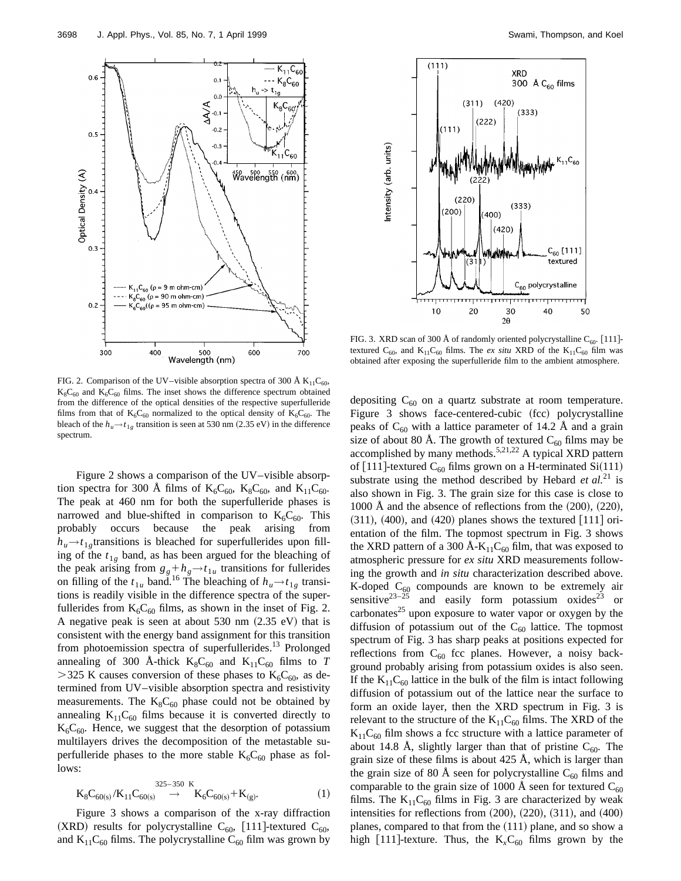FIG. 2. Comparison of the UV–visible absorption spectra of 300 Å $K_{11}C_{60}$, $K_8C_{60}$ and $K_6C_{60}$ films. The inset shows the difference spectrum obtained from the difference of the optical densities of the respective superfulleride films from that of $K_6C_{60}$ normalized to the optical density of $K_6C_{60}$. The bleach of the $h_u \rightarrow t_{1g}$ transition is seen at 530 nm (2.35 eV) in the difference spectrum.

Figure 2 shows a comparison of the UV–visible absorption spectra for 300 Å films of $K_6C_{60}$, $K_8C_{60}$, and $K_{11}C_{60}$. The peak at 460 nm for both the superfulleride phases is narrowed and blue-shifted in comparison to $K_6C_{60}$. This probably occurs because the peak arising from $h_u \rightarrow t_{1g}$ transitions is bleached for superfullerides upon filling of the $t_{1g}$ band, as has been argued for the bleaching of the peak arising from $g_g + h_g \rightarrow t_{1u}$ transitions for fullerides on filling of the $t_{1u}$ band.[16] The bleaching of $h_u \rightarrow t_{1g}$ transitions is readily visible in the difference spectra of the superfullerides from $K_6C_{60}$ films, as shown in the inset of Fig. 2. A negative peak is seen at about 530 nm (2.35 eV) that is consistent with the energy band assignment for this transition from photoemission spectra of superfullerides.[13] Prolonged annealing of 300 Å-thick $K_8C_{60}$ and $K_{11}C_{60}$ films to $T > 325$ K causes conversion of these phases to $K_6C_{60}$, as determined from UV–visible absorption spectra and resistivity measurements. The $K_8C_{60}$ phase could not be obtained by annealing $K_{11}C_{60}$ films because it is converted directly to $K_6C_{60}$. Hence, we suggest that the desorption of potassium multilayers drives the decomposition of the metastable superfulleride phases to the more stable $K_6C_{60}$ phase as follows:

$$K_8C_{60(s)}/K_{11}C_{60(s)} \xrightarrow{325-350\ \text{K}} K_6C_{60(s)} + K_{(g)}. \quad (1)$$

Figure 3 shows a comparison of the x-ray diffraction (XRD) results for polycrystalline $C_{60}$, [111]-textured $C_{60}$, and $K_{11}C_{60}$ films. The polycrystalline $C_{60}$ film was grown by depositing $C_{60}$ on a quartz substrate at room temperature. Figure 3 shows face-centered-cubic (fcc) polycrystalline peaks of $C_{60}$ with a lattice parameter of 14.2 Å and a grain size of about 80 Å. The growth of textured $C_{60}$ films may be accomplished by many methods.[5,21,22] A typical XRD pattern of [111]-textured $C_{60}$ films grown on a H-terminated Si(111) substrate using the method described by Hebard *et al.*[21] is also shown in Fig. 3. The grain size for this case is close to 1000 Å and the absence of reflections from the (200), (220), (311), (400), and (420) planes shows the textured [111] orientation of the film. The topmost spectrum in Fig. 3 shows the XRD pattern of a 300 Å-$K_{11}C_{60}$ film, that was exposed to atmospheric pressure for *ex situ* XRD measurements following the growth and *in situ* characterization described above. K-doped $C_{60}$ compounds are known to be extremely air sensitive[23–25] and easily form potassium oxides[23] or carbonates[25] upon exposure to water vapor or oxygen by the diffusion of potassium out of the $C_{60}$ lattice. The topmost spectrum of Fig. 3 has sharp peaks at positions expected for reflections from $C_{60}$ fcc planes. However, a noisy background probably arising from potassium oxides is also seen. If the $K_{11}C_{60}$ lattice in the bulk of the film is intact following diffusion of potassium out of the lattice near the surface to form an oxide layer, then the XRD spectrum in Fig. 3 is relevant to the structure of the $K_{11}C_{60}$ films. The XRD of the $K_{11}C_{60}$ film shows a fcc structure with a lattice parameter of about 14.8 Å, slightly larger than that of pristine $C_{60}$. The grain size of these films is about 425 Å, which is larger than the grain size of 80 Å seen for polycrystalline $C_{60}$ films and comparable to the grain size of 1000 Å seen for textured $C_{60}$ films. The $K_{11}C_{60}$ films in Fig. 3 are characterized by weak intensities for reflections from (200), (220), (311), and (400) planes, compared to that from the (111) plane, and so show a high [111]-texture. Thus, the $K_xC_{60}$ films grown by the

FIG. 3. XRD scan of 300 Å of randomly oriented polycrystalline $C_{60}$. [111]-textured $C_{60}$, and $K_{11}C_{60}$ films. The *ex situ* XRD of the $K_{11}C_{60}$ film was obtained after exposing the superfulleride film to the ambient atmosphere.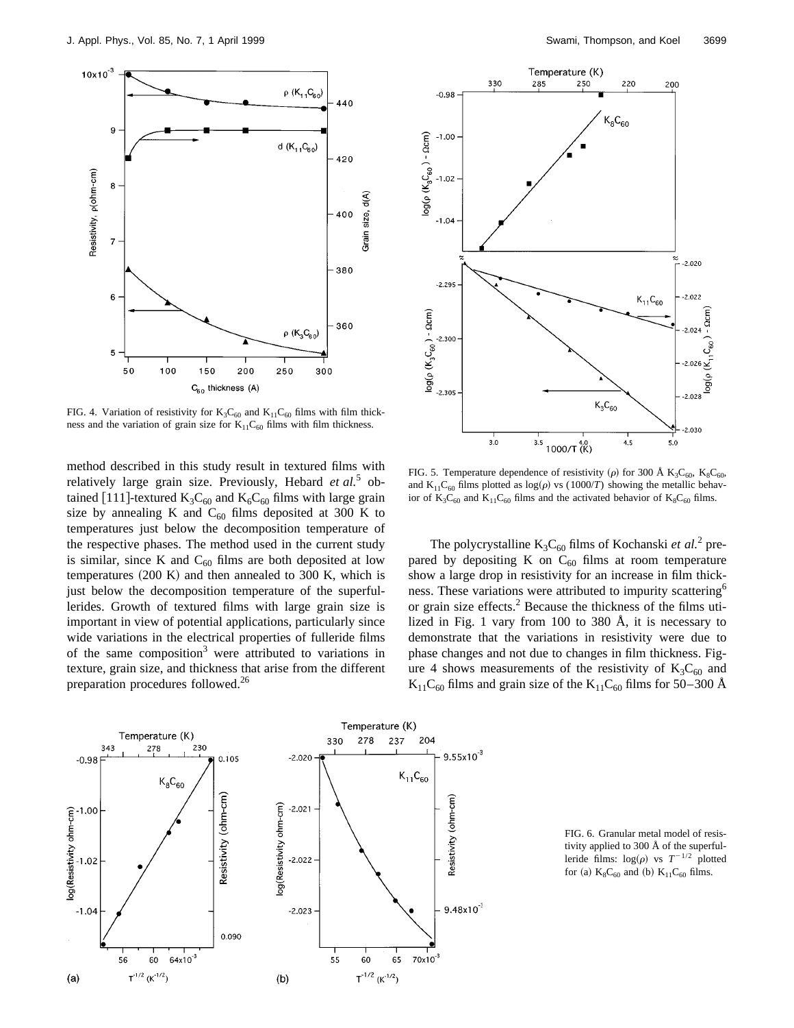FIG. 4. Variation of resistivity for $K_3C_{60}$ and $K_{11}C_{60}$ films with film thickness and the variation of grain size for $K_{11}C_{60}$ films with film thickness.

method described in this study result in textured films with relatively large grain size. Previously, Hebard *et al.*[5] obtained [111]-textured $K_3C_{60}$ and $K_6C_{60}$ films with large grain size by annealing K and $C_{60}$ films deposited at 300 K to temperatures just below the decomposition temperature of the respective phases. The method used in the current study is similar, since K and $C_{60}$ films are both deposited at low temperatures (200 K) and then annealed to 300 K, which is just below the decomposition temperature of the superfullerides. Growth of textured films with large grain size is important in view of potential applications, particularly since wide variations in the electrical properties of fulleride films of the same composition[3] were attributed to variations in texture, grain size, and thickness that arise from the different preparation procedures followed.[26]

FIG. 5. Temperature dependence of resistivity ($\rho$) for 300 Å $K_3C_{60}$, $K_8C_{60}$, and $K_{11}C_{60}$ films plotted as $\log(\rho)$ vs $(1000/T)$ showing the metallic behavior of $K_3C_{60}$ and $K_{11}C_{60}$ films and the activated behavior of $K_8C_{60}$ films.

The polycrystalline $K_3C_{60}$ films of Kochanski *et al.*[2] prepared by depositing K on $C_{60}$ films at room temperature show a large drop in resistivity for an increase in film thickness. These variations were attributed to impurity scattering[6] or grain size effects.[2] Because the thickness of the films utilized in Fig. 1 vary from 100 to 380 Å, it is necessary to demonstrate that the variations in resistivity were due to phase changes and not due to changes in film thickness. Figure 4 shows measurements of the resistivity of $K_3C_{60}$ and $K_{11}C_{60}$ films and grain size of the $K_{11}C_{60}$ films for 50–300 Å

FIG. 6. Granular metal model of resistivity applied to 300 Å of the superfulleride films: $\log(\rho)$ vs $T^{-1/2}$ plotted for (a) $K_8C_{60}$ and (b) $K_{11}C_{60}$ films.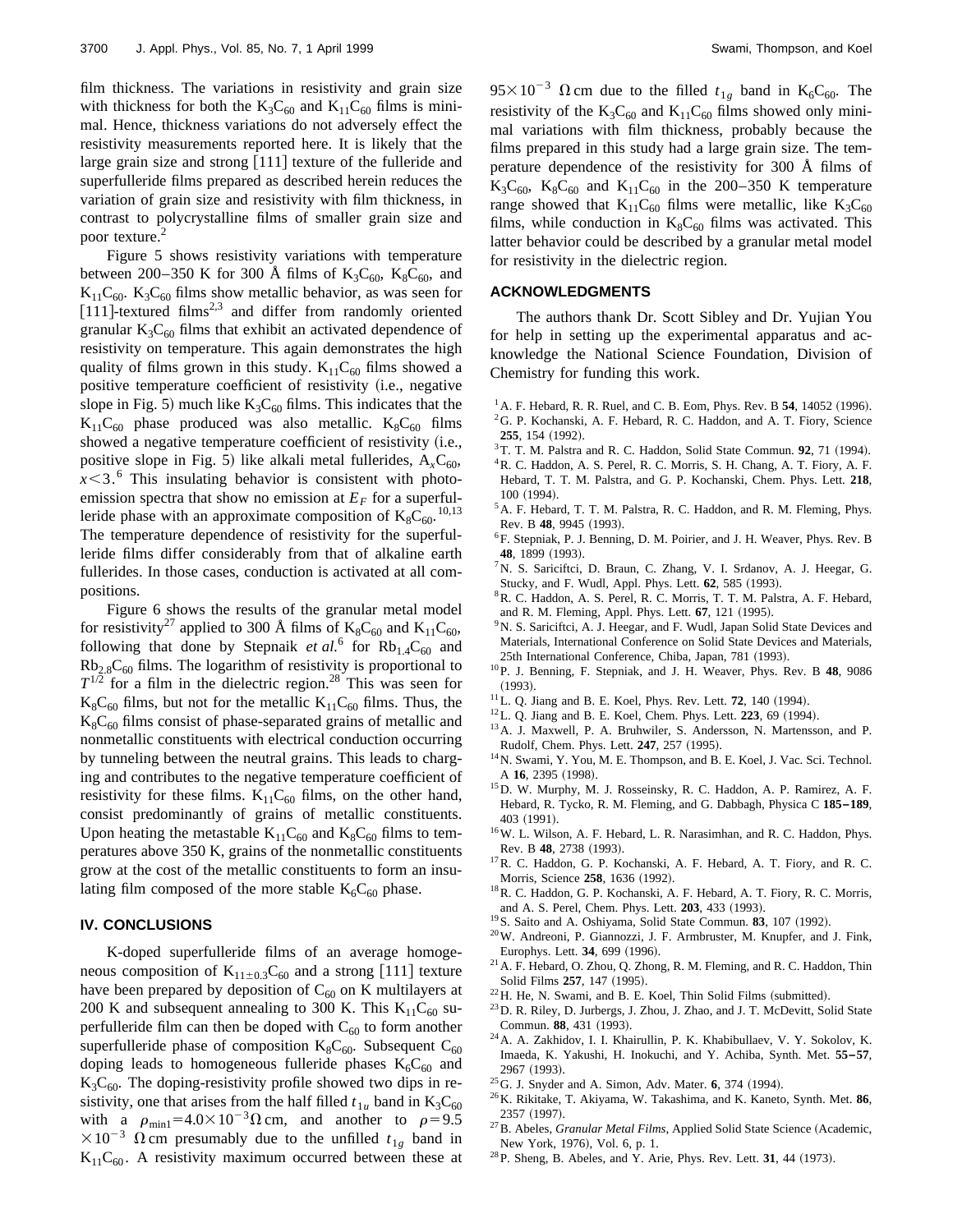film thickness. The variations in resistivity and grain size with thickness for both the $K_3C_{60}$ and $K_{11}C_{60}$ films is minimal. Hence, thickness variations do not adversely effect the resistivity measurements reported here. It is likely that the large grain size and strong [111] texture of the fulleride and superfulleride films prepared as described herein reduces the variation of grain size and resistivity with film thickness, in contrast to polycrystalline films of smaller grain size and poor texture.[2]

Figure 5 shows resistivity variations with temperature between 200–350 K for 300 Å films of $K_3C_{60}$, $K_8C_{60}$, and $K_{11}C_{60}$. $K_3C_{60}$ films show metallic behavior, as was seen for [111]-textured films[2,3] and differ from randomly oriented granular $K_3C_{60}$ films that exhibit an activated dependence of resistivity on temperature. This again demonstrates the high quality of films grown in this study. $K_{11}C_{60}$ films showed a positive temperature coefficient of resistivity (i.e., negative slope in Fig. 5) much like $K_3C_{60}$ films. This indicates that the $K_{11}C_{60}$ phase produced was also metallic. $K_8C_{60}$ films showed a negative temperature coefficient of resistivity (i.e., positive slope in Fig. 5) like alkali metal fullerides, $A_xC_{60}$, $x<3$.[6] This insulating behavior is consistent with photoemission spectra that show no emission at $E_F$ for a superfulleride phase with an approximate composition of $K_8C_{60}$.[10,13] The temperature dependence of resistivity for the superfulleride films differ considerably from that of alkaline earth fullerides. In those cases, conduction is activated at all compositions.

Figure 6 shows the results of the granular metal model for resistivity[27] applied to 300 Å films of $K_8C_{60}$ and $K_{11}C_{60}$, following that done by Stepnaik *et al.*[6] for $Rb_{1.4}C_{60}$ and $Rb_{2.8}C_{60}$ films. The logarithm of resistivity is proportional to $T^{1/2}$ for a film in the dielectric region.[28] This was seen for $K_8C_{60}$ films, but not for the metallic $K_{11}C_{60}$ films. Thus, the $K_8C_{60}$ films consist of phase-separated grains of metallic and nonmetallic constituents with electrical conduction occurring by tunneling between the neutral grains. This leads to charging and contributes to the negative temperature coefficient of resistivity for these films. $K_{11}C_{60}$ films, on the other hand, consist predominantly of grains of metallic constituents. Upon heating the metastable $K_{11}C_{60}$ and $K_8C_{60}$ films to temperatures above 350 K, grains of the nonmetallic constituents grow at the cost of the metallic constituents to form an insulating film composed of the more stable $K_6C_{60}$ phase.

## IV. CONCLUSIONS

K-doped superfulleride films of an average homogeneous composition of $K_{11\pm0.3}C_{60}$ and a strong [111] texture have been prepared by deposition of $C_{60}$ on K multilayers at 200 K and subsequent annealing to 300 K. This $K_{11}C_{60}$ superfulleride film can then be doped with $C_{60}$ to form another superfulleride phase of composition $K_8C_{60}$. Subsequent $C_{60}$ doping leads to homogeneous fulleride phases $K_6C_{60}$ and $K_3C_{60}$. The doping-resistivity profile showed two dips in resistivity, one that arises from the half filled $t_{1u}$ band in $K_3C_{60}$ with a $\rho_{\min1}=4.0\times10^{-3}\,\Omega\,\text{cm}$, and another to $\rho=9.5\times10^{-3}\,\Omega\,\text{cm}$ presumably due to the unfilled $t_{1g}$ band in $K_{11}C_{60}$. A resistivity maximum occurred between these at $95\times10^{-3}\,\Omega\,\text{cm}$ due to the filled $t_{1g}$ band in $K_6C_{60}$. The resistivity of the $K_3C_{60}$ and $K_{11}C_{60}$ films showed only minimal variations with film thickness, probably because the films prepared in this study had a large grain size. The temperature dependence of the resistivity for 300 Å films of $K_3C_{60}$, $K_8C_{60}$ and $K_{11}C_{60}$ in the 200–350 K temperature range showed that $K_{11}C_{60}$ films were metallic, like $K_3C_{60}$ films, while conduction in $K_8C_{60}$ films was activated. This latter behavior could be described by a granular metal model for resistivity in the dielectric region.

## ACKNOWLEDGMENTS

The authors thank Dr. Scott Sibley and Dr. Yujian You for help in setting up the experimental apparatus and acknowledge the National Science Foundation, Division of Chemistry for funding this work.

[1] A. F. Hebard, R. R. Ruel, and C. B. Eom, Phys. Rev. B **54**, 14052 (1996).
[2] G. P. Kochanski, A. F. Hebard, R. C. Haddon, and A. T. Fiory, Science **255**, 154 (1992).
[3] T. T. M. Palstra and R. C. Haddon, Solid State Commun. **92**, 71 (1994).
[4] R. C. Haddon, A. S. Perel, R. C. Morris, S. H. Chang, A. T. Fiory, A. F. Hebard, T. T. M. Palstra, and G. P. Kochanski, Chem. Phys. Lett. **218**, 100 (1994).
[5] A. F. Hebard, T. T. M. Palstra, R. C. Haddon, and R. M. Fleming, Phys. Rev. B **48**, 9945 (1993).
[6] F. Stepniak, P. J. Benning, D. M. Poirier, and J. H. Weaver, Phys. Rev. B **48**, 1899 (1993).
[7] N. S. Sariciftci, D. Braun, C. Zhang, V. I. Srdanov, A. J. Heeger, G. Stucky, and F. Wudl, Appl. Phys. Lett. **62**, 585 (1993).
[8] R. C. Haddon, A. S. Perel, R. C. Morris, T. T. M. Palstra, A. F. Hebard, and R. M. Fleming, Appl. Phys. Lett. **67**, 121 (1995).
[9] N. S. Sariciftci, A. J. Heegar, and F. Wudl, Japan Solid State Devices and Materials, International Conference on Solid State Devices and Materials, 25th International Conference, Chiba, Japan, 781 (1993).
[10] P. J. Benning, F. Stepniak, and J. H. Weaver, Phys. Rev. B **48**, 9086 (1993).
[11] L. Q. Jiang and B. E. Koel, Phys. Rev. Lett. **72**, 140 (1994).
[12] L. Q. Jiang and B. E. Koel, Chem. Phys. Lett. **223**, 69 (1994).
[13] A. J. Maxwell, P. A. Bruhwiler, S. Andersson, N. Martensson, and P. Rudolf, Chem. Phys. Lett. **247**, 257 (1995).
[14] N. Swami, Y. You, M. E. Thompson, and B. E. Koel, J. Vac. Sci. Technol. A **16**, 2395 (1998).
[15] D. W. Murphy, M. J. Rosseinsky, R. C. Haddon, A. P. Ramirez, A. F. Hebard, R. Tycko, R. M. Fleming, and G. Dabbagh, Physica C **185–189**, 403 (1991).
[16] W. L. Wilson, A. F. Hebard, L. R. Narasimhan, and R. C. Haddon, Phys. Rev. B **48**, 2738 (1993).
[17] R. C. Haddon, G. P. Kochanski, A. F. Hebard, A. T. Fiory, and R. C. Morris, Science **258**, 1636 (1992).
[18] R. C. Haddon, G. P. Kochanski, A. F. Hebard, A. T. Fiory, R. C. Morris, and A. S. Perel, Chem. Phys. Lett. **203**, 433 (1993).
[19] S. Saito and A. Oshiyama, Solid State Commun. **83**, 107 (1992).
[20] W. Andreoni, P. Giannozzi, J. F. Armbruster, M. Knupfer, and J. Fink, Europhys. Lett. **34**, 699 (1996).
[21] A. F. Hebard, O. Zhou, Q. Zhong, R. M. Fleming, and R. C. Haddon, Thin Solid Films **257**, 147 (1995).
[22] H. He, N. Swami, and B. E. Koel, Thin Solid Films (submitted).
[23] D. R. Riley, D. Jurbergs, J. Zhou, J. Zhao, and J. T. McDevitt, Solid State Commun. **88**, 431 (1993).
[24] A. A. Zakhidov, I. I. Khairullin, P. K. Khabibullaev, V. Y. Sokolov, K. Imaeda, K. Yakushi, H. Inokuchi, and Y. Achiba, Synth. Met. **55–57**, 2967 (1993).
[25] G. J. Snyder and A. Simon, Adv. Mater. **6**, 374 (1994).
[26] K. Rikitake, T. Akiyama, W. Takashima, and K. Kaneto, Synth. Met. **86**, 2357 (1997).
[27] B. Abeles, *Granular Metal Films*, Applied Solid State Science (Academic, New York, 1976), Vol. 6, p. 1.
[28] P. Sheng, B. Abeles, and Y. Arie, Phys. Rev. Lett. **31**, 44 (1973).